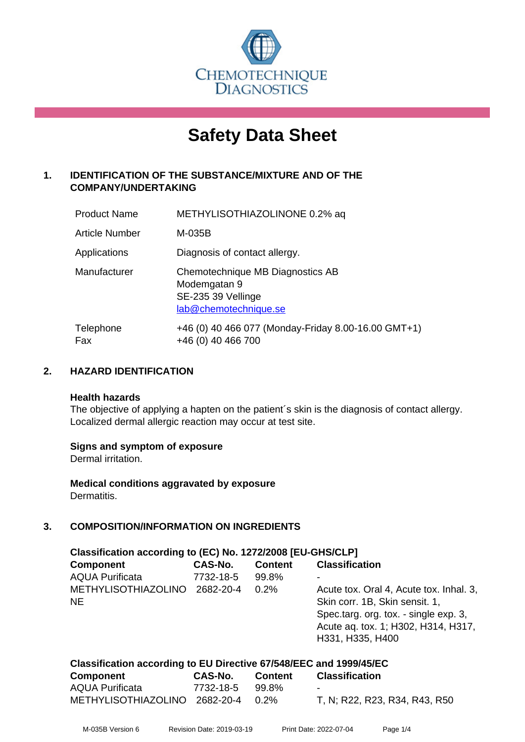CHEMOTECHNIQUE DIAGNOSTICS

# Safety Data Sheet

## 1. IDENTIFICATION OF THE SUBSTANCE/MIXTURE AND OF THE COMPANY/UNDERTAKING

| | |
|---|---|
| Product Name | METHYLISOTHIAZOLINONE 0.2% aq |
| Article Number | M-035B |
| Applications | Diagnosis of contact allergy. |
| Manufacturer | Chemotechnique MB Diagnostics AB<br>Modemgatan 9<br>SE-235 39 Vellinge<br>lab@chemotechnique.se |
| Telephone<br>Fax | +46 (0) 40 466 077 (Monday-Friday 8.00-16.00 GMT+1)<br>+46 (0) 40 466 700 |

## 2. HAZARD IDENTIFICATION

**Health hazards**

The objective of applying a hapten on the patient´s skin is the diagnosis of contact allergy. Localized dermal allergic reaction may occur at test site.

**Signs and symptom of exposure**

Dermal irritation.

**Medical conditions aggravated by exposure**

Dermatitis.

## 3. COMPOSITION/INFORMATION ON INGREDIENTS

**Classification according to (EC) No. 1272/2008 [EU-GHS/CLP]**

| Component | CAS-No. | Content | Classification |
|---|---|---|---|
| AQUA Purificata | 7732-18-5 | 99.8% | - |
| METHYLISOTHIAZOLINONE | 2682-20-4 | 0.2% | Acute tox. Oral 4, Acute tox. Inhal. 3, Skin corr. 1B, Skin sensit. 1, Spec.targ. org. tox. - single exp. 3, Acute aq. tox. 1; H302, H314, H317, H331, H335, H400 |

**Classification according to EU Directive 67/548/EEC and 1999/45/EC**

| Component | CAS-No. | Content | Classification |
|---|---|---|---|
| AQUA Purificata | 7732-18-5 | 99.8% | - |
| METHYLISOTHIAZOLINO | 2682-20-4 | 0.2% | T, N; R22, R23, R34, R43, R50 |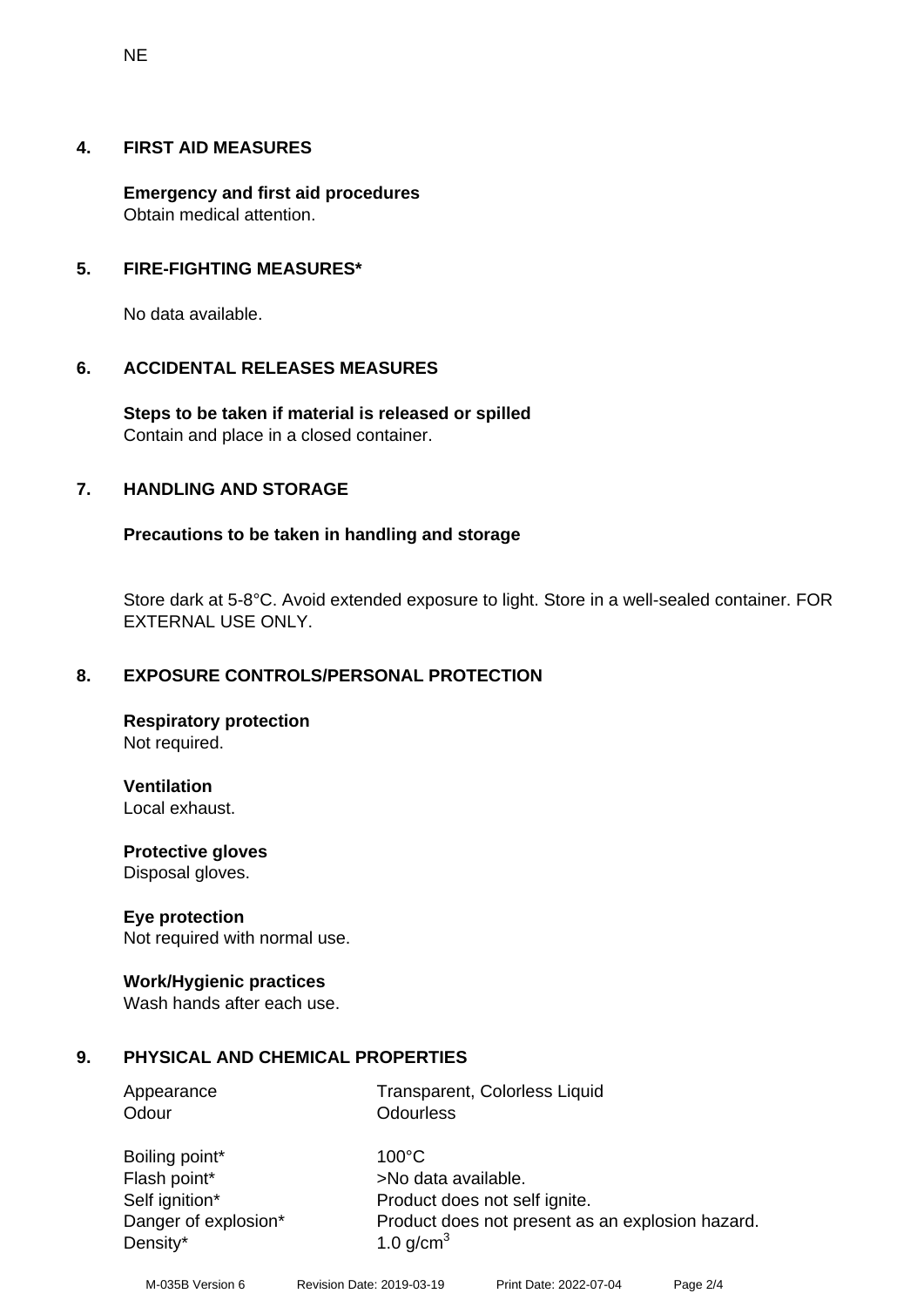NE

## 4. FIRST AID MEASURES

**Emergency and first aid procedures**
Obtain medical attention.

## 5. FIRE-FIGHTING MEASURES*

No data available.

## 6. ACCIDENTAL RELEASES MEASURES

**Steps to be taken if material is released or spilled**
Contain and place in a closed container.

## 7. HANDLING AND STORAGE

**Precautions to be taken in handling and storage**

Store dark at 5-8°C. Avoid extended exposure to light. Store in a well-sealed container. FOR EXTERNAL USE ONLY.

## 8. EXPOSURE CONTROLS/PERSONAL PROTECTION

**Respiratory protection**
Not required.

**Ventilation**
Local exhaust.

**Protective gloves**
Disposal gloves.

**Eye protection**
Not required with normal use.

**Work/Hygienic practices**
Wash hands after each use.

## 9. PHYSICAL AND CHEMICAL PROPERTIES

| | |
|---|---|
| Appearance | Transparent, Colorless Liquid |
| Odour | Odourless |
| Boiling point* | 100°C |
| Flash point* | >No data available. |
| Self ignition* | Product does not self ignite. |
| Danger of explosion* | Product does not present as an explosion hazard. |
| Density* | 1.0 g/cm$^3$ |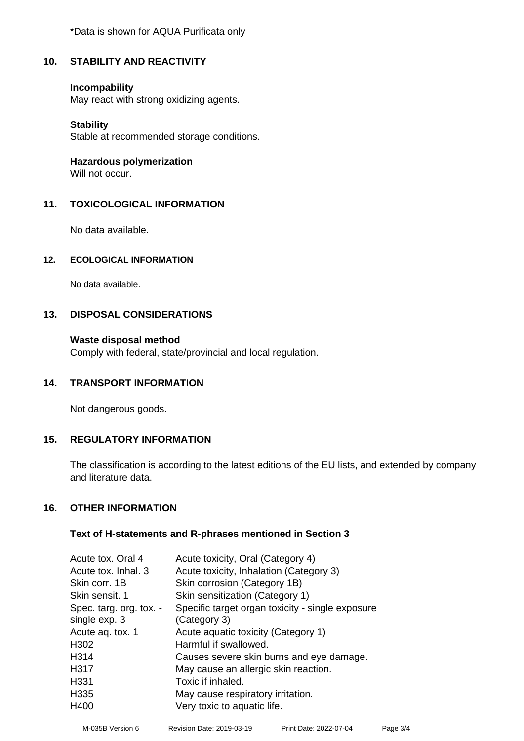*Data is shown for AQUA Purificata only

## 10. STABILITY AND REACTIVITY

**Incompability**
May react with strong oxidizing agents.

**Stability**
Stable at recommended storage conditions.

**Hazardous polymerization**
Will not occur.

## 11. TOXICOLOGICAL INFORMATION

No data available.

## 12. ECOLOGICAL INFORMATION

No data available.

## 13. DISPOSAL CONSIDERATIONS

**Waste disposal method**
Comply with federal, state/provincial and local regulation.

## 14. TRANSPORT INFORMATION

Not dangerous goods.

## 15. REGULATORY INFORMATION

The classification is according to the latest editions of the EU lists, and extended by company and literature data.

## 16. OTHER INFORMATION

**Text of H-statements and R-phrases mentioned in Section 3**

| | |
|---|---|
| Acute tox. Oral 4 | Acute toxicity, Oral (Category 4) |
| Acute tox. Inhal. 3 | Acute toxicity, Inhalation (Category 3) |
| Skin corr. 1B | Skin corrosion (Category 1B) |
| Skin sensit. 1 | Skin sensitization (Category 1) |
| Spec. targ. org. tox. - single exp. 3 | Specific target organ toxicity - single exposure (Category 3) |
| Acute aq. tox. 1 | Acute aquatic toxicity (Category 1) |
| H302 | Harmful if swallowed. |
| H314 | Causes severe skin burns and eye damage. |
| H317 | May cause an allergic skin reaction. |
| H331 | Toxic if inhaled. |
| H335 | May cause respiratory irritation. |
| H400 | Very toxic to aquatic life. |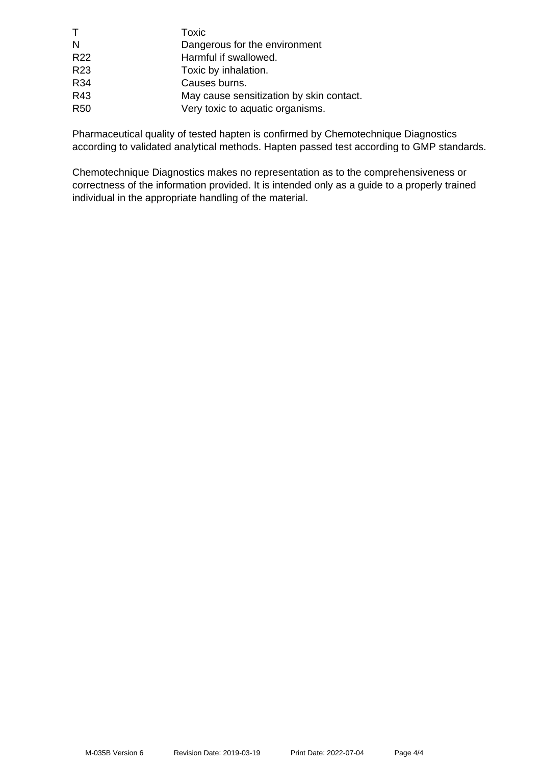| | |
|---|---|
| T | Toxic |
| N | Dangerous for the environment |
| R22 | Harmful if swallowed. |
| R23 | Toxic by inhalation. |
| R34 | Causes burns. |
| R43 | May cause sensitization by skin contact. |
| R50 | Very toxic to aquatic organisms. |

Pharmaceutical quality of tested hapten is confirmed by Chemotechnique Diagnostics according to validated analytical methods. Hapten passed test according to GMP standards.

Chemotechnique Diagnostics makes no representation as to the comprehensiveness or correctness of the information provided. It is intended only as a guide to a properly trained individual in the appropriate handling of the material.